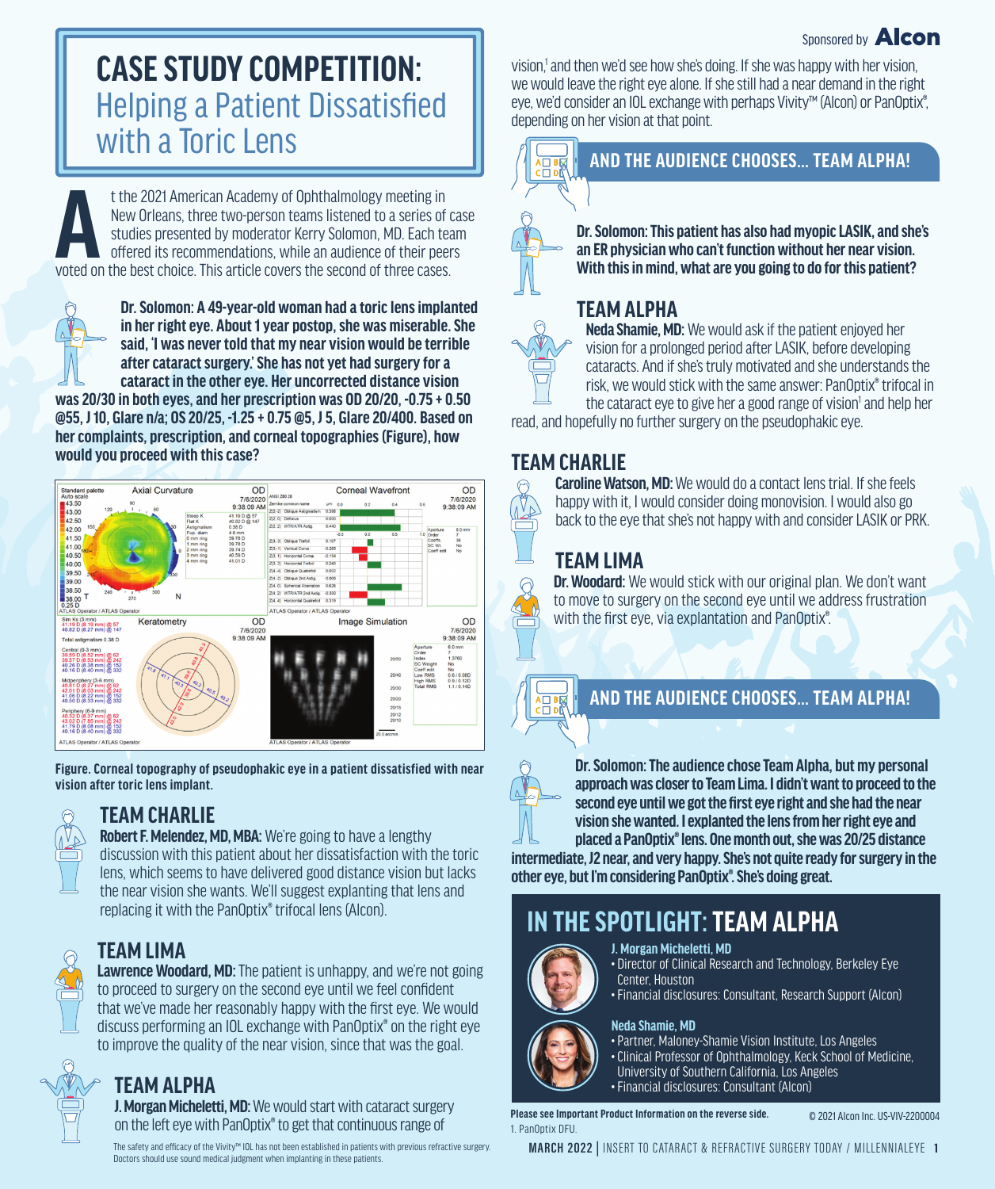Sponsored by Alcon

# CASE STUDY COMPETITION: Helping a Patient Dissatisfied with a Toric Lens

At the 2021 American Academy of Ophthalmology meeting in New Orleans, three two-person teams listened to a series of case studies presented by moderator Kerry Solomon, MD. Each team offered its recommendations, while an audience of their peers voted on the best choice. This article covers the second of three cases.

**Dr. Solomon: A 49-year-old woman had a toric lens implanted in her right eye. About 1 year postop, she was miserable. She said, 'I was never told that my near vision would be terrible after cataract surgery.' She has not yet had surgery for a cataract in the other eye. Her uncorrected distance vision was 20/30 in both eyes, and her prescription was OD 20/20, -0.75 + 0.50 @55, J 10, Glare n/a; OS 20/25, -1.25 + 0.75 @5, J 5, Glare 20/400. Based on her complaints, prescription, and corneal topographies (Figure), how would you proceed with this case?**

**Figure. Corneal topography of pseudophakic eye in a patient dissatisfied with near vision after toric lens implant.**

## TEAM CHARLIE

**Robert F. Melendez, MD, MBA:** We're going to have a lengthy discussion with this patient about her dissatisfaction with the toric lens, which seems to have delivered good distance vision but lacks the near vision she wants. We'll suggest explanting that lens and replacing it with the PanOptix® trifocal lens (Alcon).

## TEAM LIMA

**Lawrence Woodard, MD:** The patient is unhappy, and we're not going to proceed to surgery on the second eye until we feel confident that we've made her reasonably happy with the first eye. We would discuss performing an IOL exchange with PanOptix® on the right eye to improve the quality of the near vision, since that was the goal.

## TEAM ALPHA

**J. Morgan Micheletti, MD:** We would start with cataract surgery on the left eye with PanOptix® to get that continuous range of vision,[1] and then we'd see how she's doing. If she was happy with her vision, we would leave the right eye alone. If she still had a near demand in the right eye, we'd consider an IOL exchange with perhaps Vivity™ (Alcon) or PanOptix®, depending on her vision at that point.

## AND THE AUDIENCE CHOOSES... TEAM ALPHA!

**Dr. Solomon: This patient has also had myopic LASIK, and she's an ER physician who can't function without her near vision. With this in mind, what are you going to do for this patient?**

## TEAM ALPHA

**Neda Shamie, MD:** We would ask if the patient enjoyed her vision for a prolonged period after LASIK, before developing cataracts. And if she's truly motivated and she understands the risk, we would stick with the same answer: PanOptix® trifocal in the cataract eye to give her a good range of vision[1] and help her read, and hopefully no further surgery on the pseudophakic eye.

## TEAM CHARLIE

**Caroline Watson, MD:** We would do a contact lens trial. If she feels happy with it, I would consider doing monovision. I would also go back to the eye that she's not happy with and consider LASIK or PRK.

## TEAM LIMA

**Dr. Woodard:** We would stick with our original plan. We don't want to move to surgery on the second eye until we address frustration with the first eye, via explantation and PanOptix®.

## AND THE AUDIENCE CHOOSES... TEAM ALPHA!

**Dr. Solomon: The audience chose Team Alpha, but my personal approach was closer to Team Lima. I didn't want to proceed to the second eye until we got the first eye right and she had the near vision she wanted. I explanted the lens from her right eye and placed a PanOptix® lens. One month out, she was 20/25 distance intermediate, J2 near, and very happy. She's not quite ready for surgery in the other eye, but I'm considering PanOptix®. She's doing great.**

## IN THE SPOTLIGHT: TEAM ALPHA

**J. Morgan Micheletti, MD**
- Director of Clinical Research and Technology, Berkeley Eye Center, Houston
- Financial disclosures: Consultant, Research Support (Alcon)

**Neda Shamie, MD**
- Partner, Maloney-Shamie Vision Institute, Los Angeles
- Clinical Professor of Ophthalmology, Keck School of Medicine, University of Southern California, Los Angeles
- Financial disclosures: Consultant (Alcon)

The safety and efficacy of the Vivity™ IOL has not been established in patients with previous refractive surgery. Doctors should use sound medical judgment when implanting in these patients.

**Please see Important Product Information on the reverse side.**

© 2021 Alcon Inc. US-VIV-2200004

1. PanOptix DFU.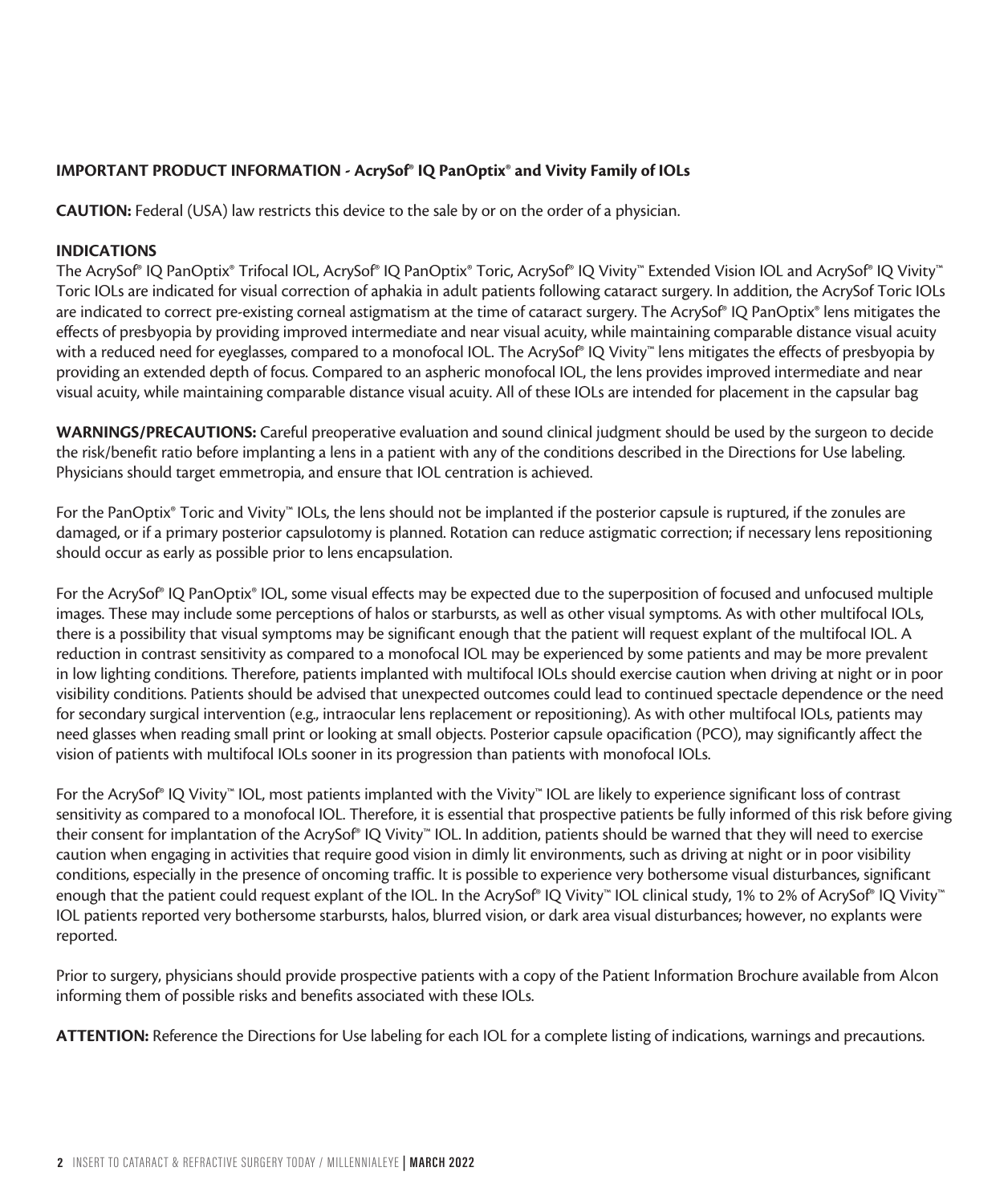**IMPORTANT PRODUCT INFORMATION - AcrySof® IQ PanOptix® and Vivity Family of IOLs**

**CAUTION:** Federal (USA) law restricts this device to the sale by or on the order of a physician.

**INDICATIONS**

The AcrySof® IQ PanOptix® Trifocal IOL, AcrySof® IQ PanOptix® Toric, AcrySof® IQ Vivity™ Extended Vision IOL and AcrySof® IQ Vivity™ Toric IOLs are indicated for visual correction of aphakia in adult patients following cataract surgery. In addition, the AcrySof Toric IOLs are indicated to correct pre-existing corneal astigmatism at the time of cataract surgery. The AcrySof® IQ PanOptix® lens mitigates the effects of presbyopia by providing improved intermediate and near visual acuity, while maintaining comparable distance visual acuity with a reduced need for eyeglasses, compared to a monofocal IOL. The AcrySof® IQ Vivity™ lens mitigates the effects of presbyopia by providing an extended depth of focus. Compared to an aspheric monofocal IOL, the lens provides improved intermediate and near visual acuity, while maintaining comparable distance visual acuity. All of these IOLs are intended for placement in the capsular bag

**WARNINGS/PRECAUTIONS:** Careful preoperative evaluation and sound clinical judgment should be used by the surgeon to decide the risk/benefit ratio before implanting a lens in a patient with any of the conditions described in the Directions for Use labeling. Physicians should target emmetropia, and ensure that IOL centration is achieved.

For the PanOptix® Toric and Vivity™ IOLs, the lens should not be implanted if the posterior capsule is ruptured, if the zonules are damaged, or if a primary posterior capsulotomy is planned. Rotation can reduce astigmatic correction; if necessary lens repositioning should occur as early as possible prior to lens encapsulation.

For the AcrySof® IQ PanOptix® IOL, some visual effects may be expected due to the superposition of focused and unfocused multiple images. These may include some perceptions of halos or starbursts, as well as other visual symptoms. As with other multifocal IOLs, there is a possibility that visual symptoms may be significant enough that the patient will request explant of the multifocal IOL. A reduction in contrast sensitivity as compared to a monofocal IOL may be experienced by some patients and may be more prevalent in low lighting conditions. Therefore, patients implanted with multifocal IOLs should exercise caution when driving at night or in poor visibility conditions. Patients should be advised that unexpected outcomes could lead to continued spectacle dependence or the need for secondary surgical intervention (e.g., intraocular lens replacement or repositioning). As with other multifocal IOLs, patients may need glasses when reading small print or looking at small objects. Posterior capsule opacification (PCO), may significantly affect the vision of patients with multifocal IOLs sooner in its progression than patients with monofocal IOLs.

For the AcrySof® IQ Vivity™ IOL, most patients implanted with the Vivity™ IOL are likely to experience significant loss of contrast sensitivity as compared to a monofocal IOL. Therefore, it is essential that prospective patients be fully informed of this risk before giving their consent for implantation of the AcrySof® IQ Vivity™ IOL. In addition, patients should be warned that they will need to exercise caution when engaging in activities that require good vision in dimly lit environments, such as driving at night or in poor visibility conditions, especially in the presence of oncoming traffic. It is possible to experience very bothersome visual disturbances, significant enough that the patient could request explant of the IOL. In the AcrySof® IQ Vivity™ IOL clinical study, 1% to 2% of AcrySof® IQ Vivity™ IOL patients reported very bothersome starbursts, halos, blurred vision, or dark area visual disturbances; however, no explants were reported.

Prior to surgery, physicians should provide prospective patients with a copy of the Patient Information Brochure available from Alcon informing them of possible risks and benefits associated with these IOLs.

**ATTENTION:** Reference the Directions for Use labeling for each IOL for a complete listing of indications, warnings and precautions.